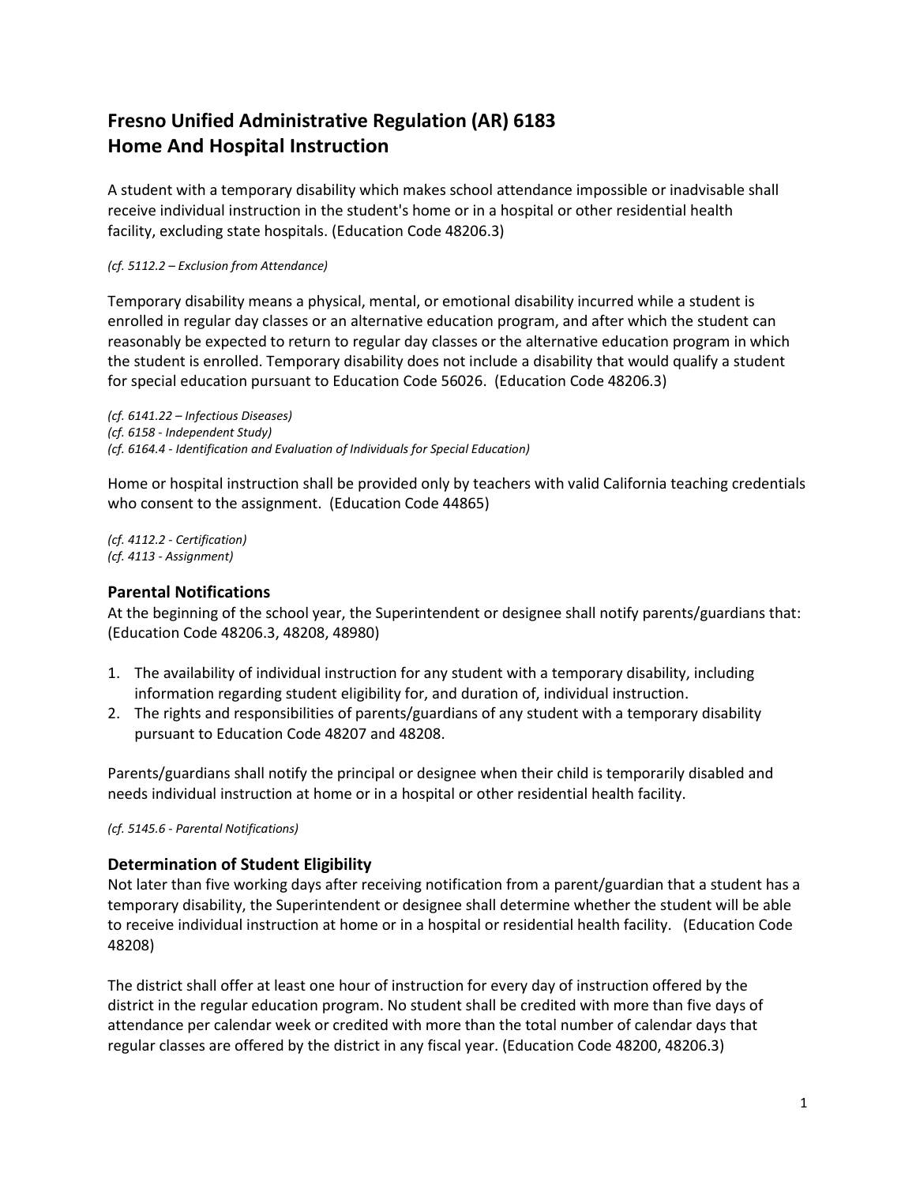# Fresno Unified Administrative Regulation (AR) 6183
# Home And Hospital Instruction

A student with a temporary disability which makes school attendance impossible or inadvisable shall receive individual instruction in the student's home or in a hospital or other residential health facility, excluding state hospitals. (Education Code 48206.3)

*(cf. 5112.2 – Exclusion from Attendance)*

Temporary disability means a physical, mental, or emotional disability incurred while a student is enrolled in regular day classes or an alternative education program, and after which the student can reasonably be expected to return to regular day classes or the alternative education program in which the student is enrolled. Temporary disability does not include a disability that would qualify a student for special education pursuant to Education Code 56026. (Education Code 48206.3)

*(cf. 6141.22 – Infectious Diseases)*
*(cf. 6158 - Independent Study)*
*(cf. 6164.4 - Identification and Evaluation of Individuals for Special Education)*

Home or hospital instruction shall be provided only by teachers with valid California teaching credentials who consent to the assignment. (Education Code 44865)

*(cf. 4112.2 - Certification)*
*(cf. 4113 - Assignment)*

## Parental Notifications

At the beginning of the school year, the Superintendent or designee shall notify parents/guardians that: (Education Code 48206.3, 48208, 48980)

1. The availability of individual instruction for any student with a temporary disability, including information regarding student eligibility for, and duration of, individual instruction.
2. The rights and responsibilities of parents/guardians of any student with a temporary disability pursuant to Education Code 48207 and 48208.

Parents/guardians shall notify the principal or designee when their child is temporarily disabled and needs individual instruction at home or in a hospital or other residential health facility.

*(cf. 5145.6 - Parental Notifications)*

## Determination of Student Eligibility

Not later than five working days after receiving notification from a parent/guardian that a student has a temporary disability, the Superintendent or designee shall determine whether the student will be able to receive individual instruction at home or in a hospital or residential health facility. (Education Code 48208)

The district shall offer at least one hour of instruction for every day of instruction offered by the district in the regular education program. No student shall be credited with more than five days of attendance per calendar week or credited with more than the total number of calendar days that regular classes are offered by the district in any fiscal year. (Education Code 48200, 48206.3)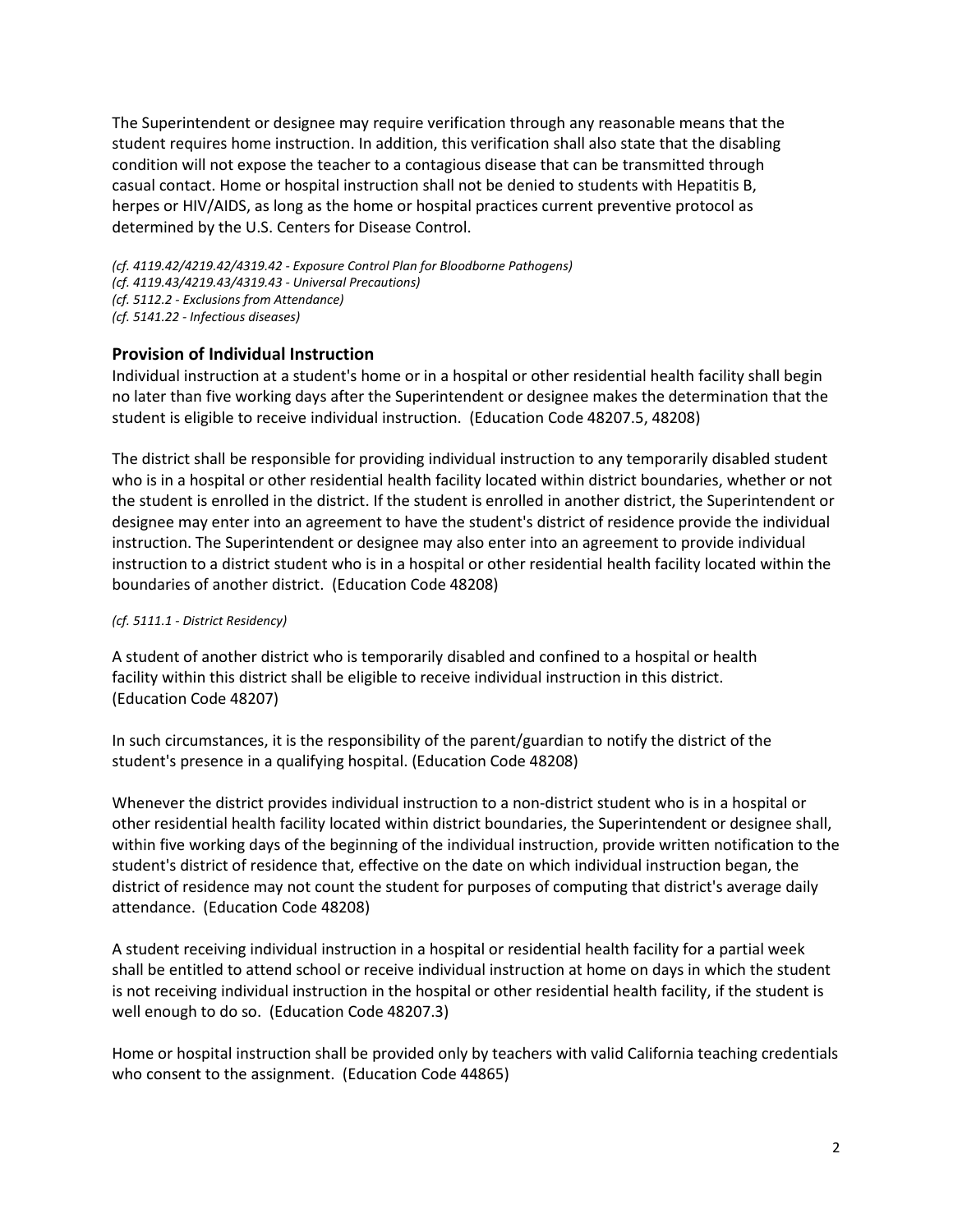The Superintendent or designee may require verification through any reasonable means that the student requires home instruction. In addition, this verification shall also state that the disabling condition will not expose the teacher to a contagious disease that can be transmitted through casual contact. Home or hospital instruction shall not be denied to students with Hepatitis B, herpes or HIV/AIDS, as long as the home or hospital practices current preventive protocol as determined by the U.S. Centers for Disease Control.

*(cf. 4119.42/4219.42/4319.42 - Exposure Control Plan for Bloodborne Pathogens)*
*(cf. 4119.43/4219.43/4319.43 - Universal Precautions)*
*(cf. 5112.2 - Exclusions from Attendance)*
*(cf. 5141.22 - Infectious diseases)*

## Provision of Individual Instruction

Individual instruction at a student's home or in a hospital or other residential health facility shall begin no later than five working days after the Superintendent or designee makes the determination that the student is eligible to receive individual instruction. (Education Code 48207.5, 48208)

The district shall be responsible for providing individual instruction to any temporarily disabled student who is in a hospital or other residential health facility located within district boundaries, whether or not the student is enrolled in the district. If the student is enrolled in another district, the Superintendent or designee may enter into an agreement to have the student's district of residence provide the individual instruction. The Superintendent or designee may also enter into an agreement to provide individual instruction to a district student who is in a hospital or other residential health facility located within the boundaries of another district. (Education Code 48208)

*(cf. 5111.1 - District Residency)*

A student of another district who is temporarily disabled and confined to a hospital or health facility within this district shall be eligible to receive individual instruction in this district. (Education Code 48207)

In such circumstances, it is the responsibility of the parent/guardian to notify the district of the student's presence in a qualifying hospital. (Education Code 48208)

Whenever the district provides individual instruction to a non-district student who is in a hospital or other residential health facility located within district boundaries, the Superintendent or designee shall, within five working days of the beginning of the individual instruction, provide written notification to the student's district of residence that, effective on the date on which individual instruction began, the district of residence may not count the student for purposes of computing that district's average daily attendance. (Education Code 48208)

A student receiving individual instruction in a hospital or residential health facility for a partial week shall be entitled to attend school or receive individual instruction at home on days in which the student is not receiving individual instruction in the hospital or other residential health facility, if the student is well enough to do so. (Education Code 48207.3)

Home or hospital instruction shall be provided only by teachers with valid California teaching credentials who consent to the assignment. (Education Code 44865)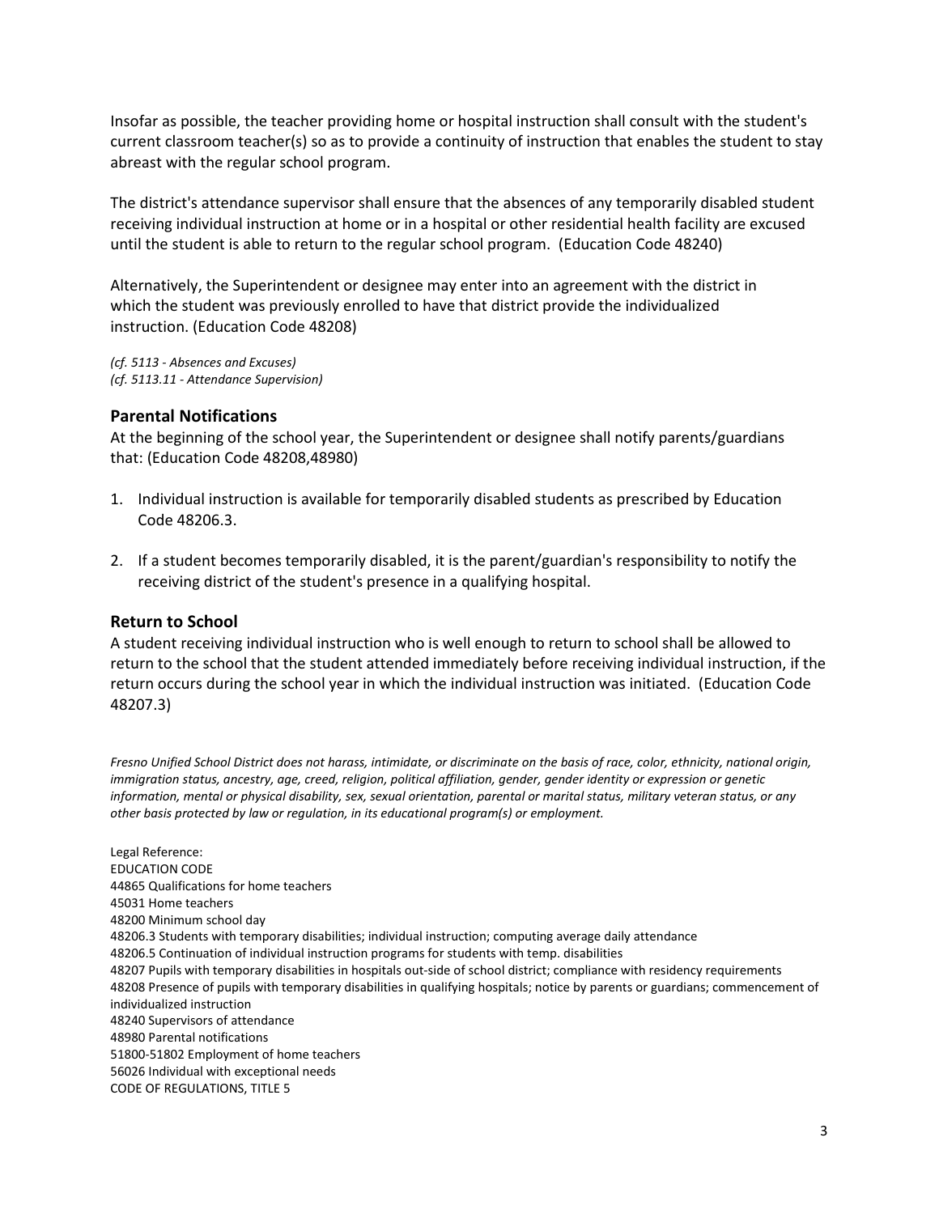Insofar as possible, the teacher providing home or hospital instruction shall consult with the student's current classroom teacher(s) so as to provide a continuity of instruction that enables the student to stay abreast with the regular school program.

The district's attendance supervisor shall ensure that the absences of any temporarily disabled student receiving individual instruction at home or in a hospital or other residential health facility are excused until the student is able to return to the regular school program. (Education Code 48240)

Alternatively, the Superintendent or designee may enter into an agreement with the district in which the student was previously enrolled to have that district provide the individualized instruction. (Education Code 48208)

*(cf. 5113 - Absences and Excuses)*
*(cf. 5113.11 - Attendance Supervision)*

### Parental Notifications

At the beginning of the school year, the Superintendent or designee shall notify parents/guardians that: (Education Code 48208,48980)

1. Individual instruction is available for temporarily disabled students as prescribed by Education Code 48206.3.

2. If a student becomes temporarily disabled, it is the parent/guardian's responsibility to notify the receiving district of the student's presence in a qualifying hospital.

### Return to School

A student receiving individual instruction who is well enough to return to school shall be allowed to return to the school that the student attended immediately before receiving individual instruction, if the return occurs during the school year in which the individual instruction was initiated. (Education Code 48207.3)

*Fresno Unified School District does not harass, intimidate, or discriminate on the basis of race, color, ethnicity, national origin, immigration status, ancestry, age, creed, religion, political affiliation, gender, gender identity or expression or genetic information, mental or physical disability, sex, sexual orientation, parental or marital status, military veteran status, or any other basis protected by law or regulation, in its educational program(s) or employment.*

Legal Reference:
EDUCATION CODE
44865 Qualifications for home teachers
45031 Home teachers
48200 Minimum school day
48206.3 Students with temporary disabilities; individual instruction; computing average daily attendance
48206.5 Continuation of individual instruction programs for students with temp. disabilities
48207 Pupils with temporary disabilities in hospitals out-side of school district; compliance with residency requirements
48208 Presence of pupils with temporary disabilities in qualifying hospitals; notice by parents or guardians; commencement of individualized instruction
48240 Supervisors of attendance
48980 Parental notifications
51800-51802 Employment of home teachers
56026 Individual with exceptional needs
CODE OF REGULATIONS, TITLE 5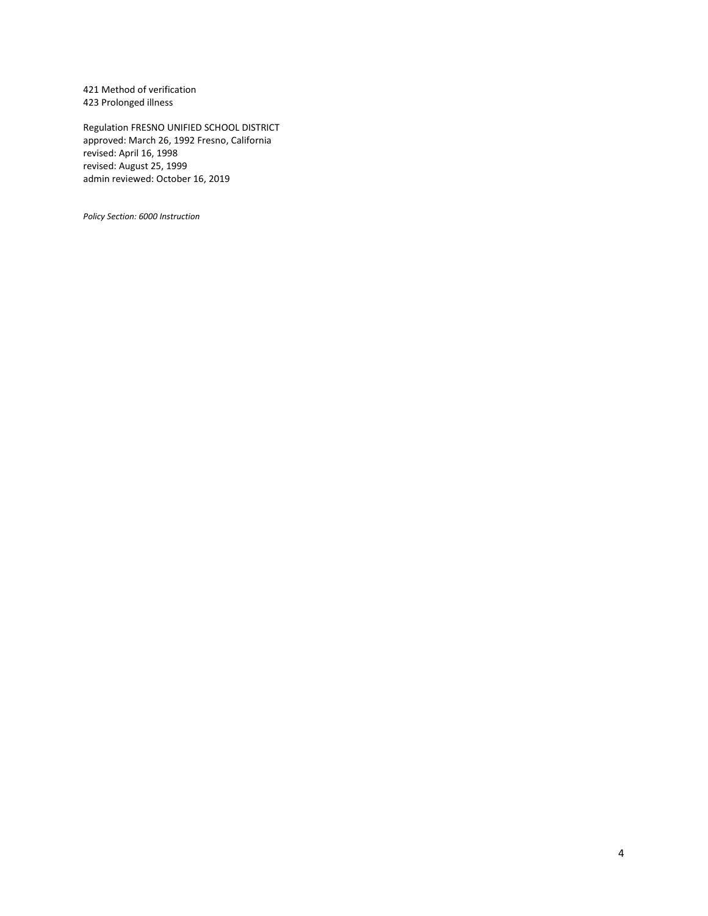421 Method of verification
423 Prolonged illness

Regulation FRESNO UNIFIED SCHOOL DISTRICT
approved: March 26, 1992 Fresno, California
revised: April 16, 1998
revised: August 25, 1999
admin reviewed: October 16, 2019

*Policy Section: 6000 Instruction*